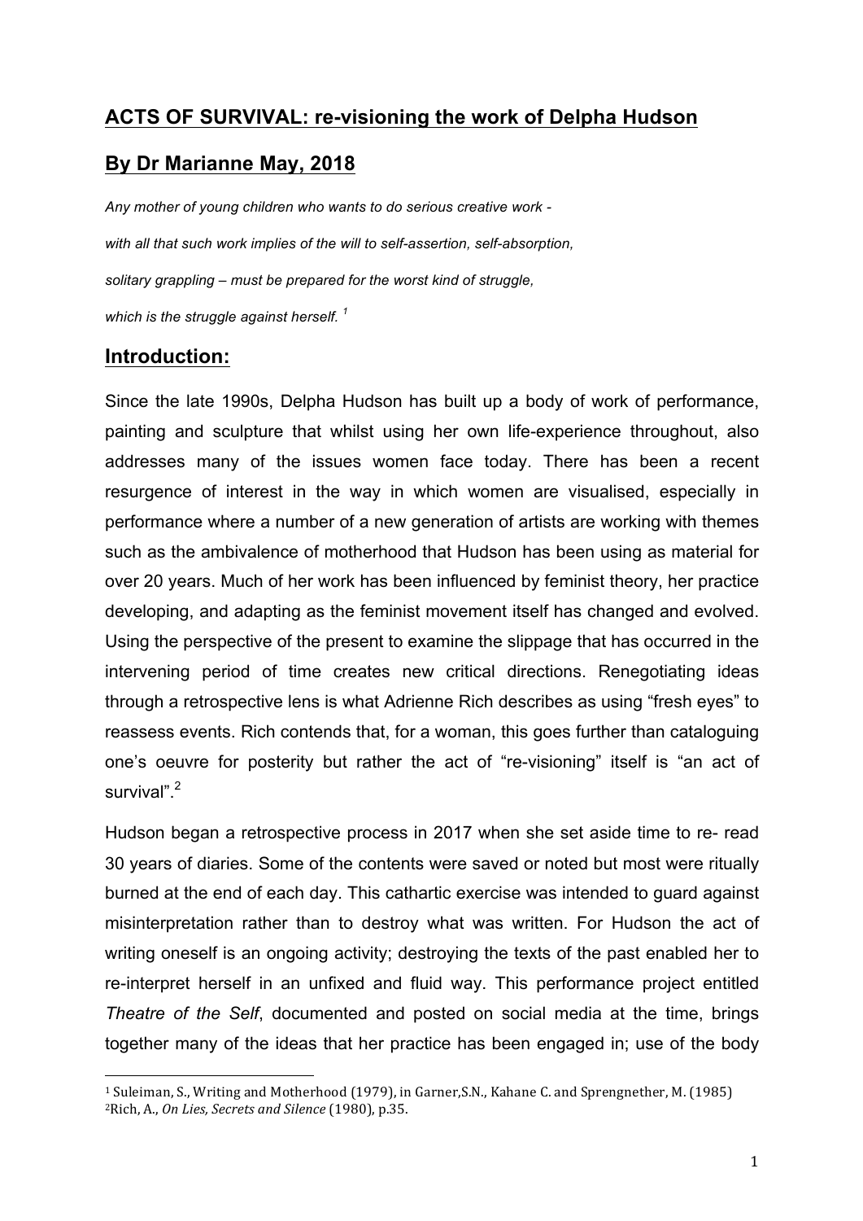## ACTS OF SURVIVAL: re-visioning the work of Delpha Hudson

## By Dr Marianne May, 2018

*Any mother of young children who wants to do serious creative work -*

*with all that such work implies of the will to self-assertion, self-absorption,*

*solitary grappling – must be prepared for the worst kind of struggle,*

*which is the struggle against herself.* [1]

## Introduction:

Since the late 1990s, Delpha Hudson has built up a body of work of performance, painting and sculpture that whilst using her own life-experience throughout, also addresses many of the issues women face today. There has been a recent resurgence of interest in the way in which women are visualised, especially in performance where a number of a new generation of artists are working with themes such as the ambivalence of motherhood that Hudson has been using as material for over 20 years. Much of her work has been influenced by feminist theory, her practice developing, and adapting as the feminist movement itself has changed and evolved. Using the perspective of the present to examine the slippage that has occurred in the intervening period of time creates new critical directions. Renegotiating ideas through a retrospective lens is what Adrienne Rich describes as using "fresh eyes" to reassess events. Rich contends that, for a woman, this goes further than cataloguing one's oeuvre for posterity but rather the act of "re-visioning" itself is "an act of survival".[2]

Hudson began a retrospective process in 2017 when she set aside time to re- read 30 years of diaries. Some of the contents were saved or noted but most were ritually burned at the end of each day. This cathartic exercise was intended to guard against misinterpretation rather than to destroy what was written. For Hudson the act of writing oneself is an ongoing activity; destroying the texts of the past enabled her to re-interpret herself in an unfixed and fluid way. This performance project entitled *Theatre of the Self*, documented and posted on social media at the time, brings together many of the ideas that her practice has been engaged in; use of the body

---

[1] Suleiman, S., Writing and Motherhood (1979), in Garner,S.N., Kahane C. and Sprengnether, M. (1985)

[2] Rich, A., *On Lies, Secrets and Silence* (1980), p.35.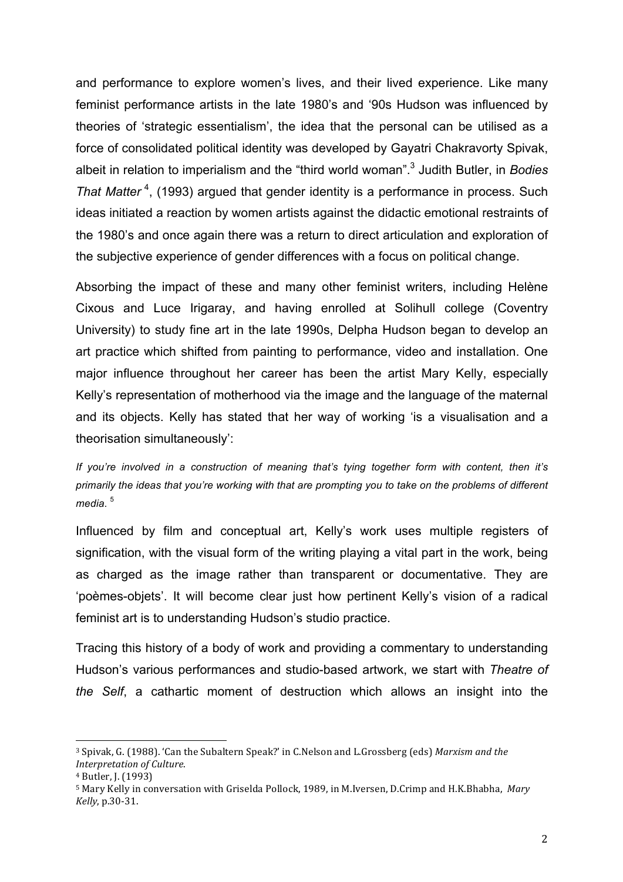and performance to explore women's lives, and their lived experience. Like many feminist performance artists in the late 1980's and '90s Hudson was influenced by theories of 'strategic essentialism', the idea that the personal can be utilised as a force of consolidated political identity was developed by Gayatri Chakravorty Spivak, albeit in relation to imperialism and the "third world woman".[3] Judith Butler, in *Bodies That Matter*[4], (1993) argued that gender identity is a performance in process. Such ideas initiated a reaction by women artists against the didactic emotional restraints of the 1980's and once again there was a return to direct articulation and exploration of the subjective experience of gender differences with a focus on political change.

Absorbing the impact of these and many other feminist writers, including Helène Cixous and Luce Irigaray, and having enrolled at Solihull college (Coventry University) to study fine art in the late 1990s, Delpha Hudson began to develop an art practice which shifted from painting to performance, video and installation. One major influence throughout her career has been the artist Mary Kelly, especially Kelly's representation of motherhood via the image and the language of the maternal and its objects. Kelly has stated that her way of working 'is a visualisation and a theorisation simultaneously':

*If you're involved in a construction of meaning that's tying together form with content, then it's primarily the ideas that you're working with that are prompting you to take on the problems of different media.* [5]

Influenced by film and conceptual art, Kelly's work uses multiple registers of signification, with the visual form of the writing playing a vital part in the work, being as charged as the image rather than transparent or documentative. They are 'poèmes-objets'. It will become clear just how pertinent Kelly's vision of a radical feminist art is to understanding Hudson's studio practice.

Tracing this history of a body of work and providing a commentary to understanding Hudson's various performances and studio-based artwork, we start with *Theatre of the Self*, a cathartic moment of destruction which allows an insight into the

[3] Spivak, G. (1988). 'Can the Subaltern Speak?' in C.Nelson and L.Grossberg (eds) *Marxism and the Interpretation of Culture*.

[4] Butler, J. (1993)

[5] Mary Kelly in conversation with Griselda Pollock, 1989, in M.Iversen, D.Crimp and H.K.Bhabha, *Mary Kelly*, p.30-31.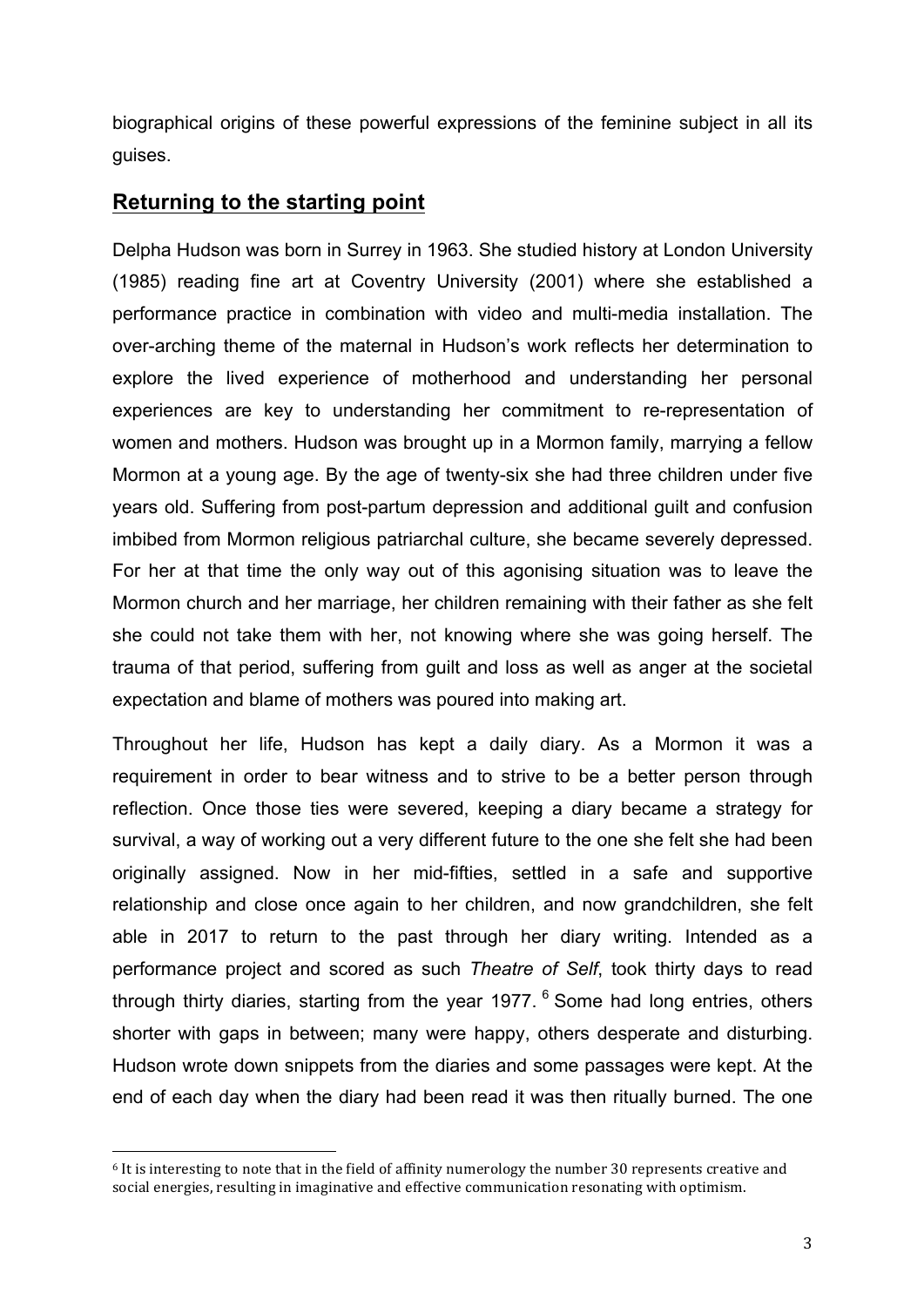biographical origins of these powerful expressions of the feminine subject in all its guises.

## Returning to the starting point

Delpha Hudson was born in Surrey in 1963. She studied history at London University (1985) reading fine art at Coventry University (2001) where she established a performance practice in combination with video and multi-media installation. The over-arching theme of the maternal in Hudson's work reflects her determination to explore the lived experience of motherhood and understanding her personal experiences are key to understanding her commitment to re-representation of women and mothers. Hudson was brought up in a Mormon family, marrying a fellow Mormon at a young age. By the age of twenty-six she had three children under five years old. Suffering from post-partum depression and additional guilt and confusion imbibed from Mormon religious patriarchal culture, she became severely depressed. For her at that time the only way out of this agonising situation was to leave the Mormon church and her marriage, her children remaining with their father as she felt she could not take them with her, not knowing where she was going herself. The trauma of that period, suffering from guilt and loss as well as anger at the societal expectation and blame of mothers was poured into making art.

Throughout her life, Hudson has kept a daily diary. As a Mormon it was a requirement in order to bear witness and to strive to be a better person through reflection. Once those ties were severed, keeping a diary became a strategy for survival, a way of working out a very different future to the one she felt she had been originally assigned. Now in her mid-fifties, settled in a safe and supportive relationship and close once again to her children, and now grandchildren, she felt able in 2017 to return to the past through her diary writing. Intended as a performance project and scored as such *Theatre of Self*, took thirty days to read through thirty diaries, starting from the year 1977. [6] Some had long entries, others shorter with gaps in between; many were happy, others desperate and disturbing. Hudson wrote down snippets from the diaries and some passages were kept. At the end of each day when the diary had been read it was then ritually burned. The one

[6] It is interesting to note that in the field of affinity numerology the number 30 represents creative and social energies, resulting in imaginative and effective communication resonating with optimism.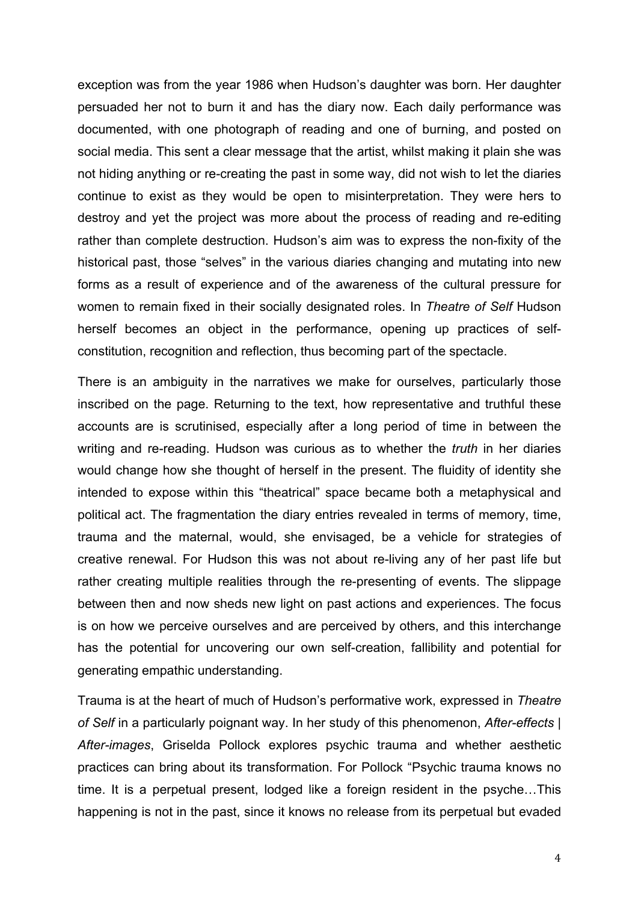exception was from the year 1986 when Hudson's daughter was born. Her daughter persuaded her not to burn it and has the diary now. Each daily performance was documented, with one photograph of reading and one of burning, and posted on social media. This sent a clear message that the artist, whilst making it plain she was not hiding anything or re-creating the past in some way, did not wish to let the diaries continue to exist as they would be open to misinterpretation. They were hers to destroy and yet the project was more about the process of reading and re-editing rather than complete destruction. Hudson's aim was to express the non-fixity of the historical past, those "selves" in the various diaries changing and mutating into new forms as a result of experience and of the awareness of the cultural pressure for women to remain fixed in their socially designated roles. In *Theatre of Self* Hudson herself becomes an object in the performance, opening up practices of self-constitution, recognition and reflection, thus becoming part of the spectacle.

There is an ambiguity in the narratives we make for ourselves, particularly those inscribed on the page. Returning to the text, how representative and truthful these accounts are is scrutinised, especially after a long period of time in between the writing and re-reading. Hudson was curious as to whether the *truth* in her diaries would change how she thought of herself in the present. The fluidity of identity she intended to expose within this "theatrical" space became both a metaphysical and political act. The fragmentation the diary entries revealed in terms of memory, time, trauma and the maternal, would, she envisaged, be a vehicle for strategies of creative renewal. For Hudson this was not about re-living any of her past life but rather creating multiple realities through the re-presenting of events. The slippage between then and now sheds new light on past actions and experiences. The focus is on how we perceive ourselves and are perceived by others, and this interchange has the potential for uncovering our own self-creation, fallibility and potential for generating empathic understanding.

Trauma is at the heart of much of Hudson's performative work, expressed in *Theatre of Self* in a particularly poignant way. In her study of this phenomenon, *After-effects | After-images*, Griselda Pollock explores psychic trauma and whether aesthetic practices can bring about its transformation. For Pollock "Psychic trauma knows no time. It is a perpetual present, lodged like a foreign resident in the psyche…This happening is not in the past, since it knows no release from its perpetual but evaded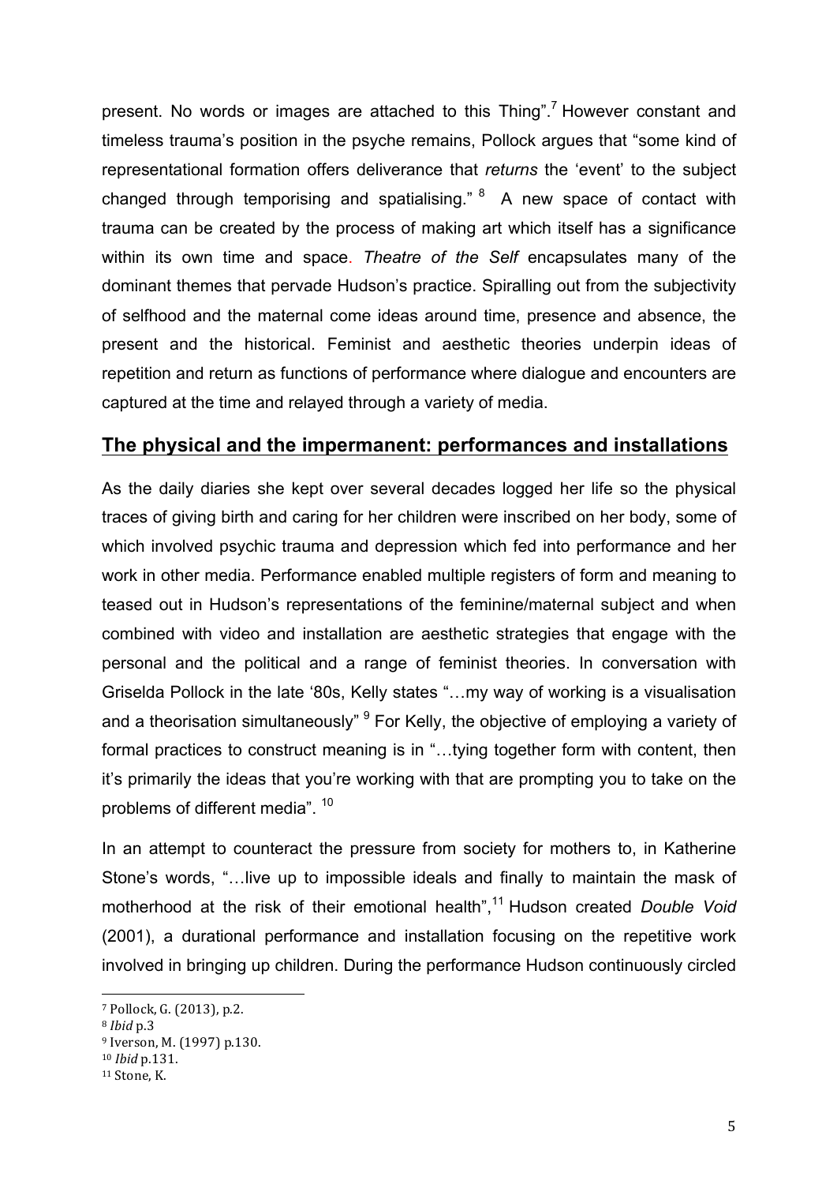present. No words or images are attached to this Thing".[7] However constant and timeless trauma's position in the psyche remains, Pollock argues that "some kind of representational formation offers deliverance that *returns* the 'event' to the subject changed through temporising and spatialising." [8] A new space of contact with trauma can be created by the process of making art which itself has a significance within its own time and space. *Theatre of the Self* encapsulates many of the dominant themes that pervade Hudson's practice. Spiralling out from the subjectivity of selfhood and the maternal come ideas around time, presence and absence, the present and the historical. Feminist and aesthetic theories underpin ideas of repetition and return as functions of performance where dialogue and encounters are captured at the time and relayed through a variety of media.

## The physical and the impermanent: performances and installations

As the daily diaries she kept over several decades logged her life so the physical traces of giving birth and caring for her children were inscribed on her body, some of which involved psychic trauma and depression which fed into performance and her work in other media. Performance enabled multiple registers of form and meaning to teased out in Hudson's representations of the feminine/maternal subject and when combined with video and installation are aesthetic strategies that engage with the personal and the political and a range of feminist theories. In conversation with Griselda Pollock in the late '80s, Kelly states "…my way of working is a visualisation and a theorisation simultaneously" [9] For Kelly, the objective of employing a variety of formal practices to construct meaning is in "…tying together form with content, then it's primarily the ideas that you're working with that are prompting you to take on the problems of different media". [10]

In an attempt to counteract the pressure from society for mothers to, in Katherine Stone's words, "…live up to impossible ideals and finally to maintain the mask of motherhood at the risk of their emotional health",[11] Hudson created *Double Void* (2001), a durational performance and installation focusing on the repetitive work involved in bringing up children. During the performance Hudson continuously circled

---

[7] Pollock, G. (2013), p.2.
[8] *Ibid* p.3
[9] Iverson, M. (1997) p.130.
[10] *Ibid* p.131.
[11] Stone, K.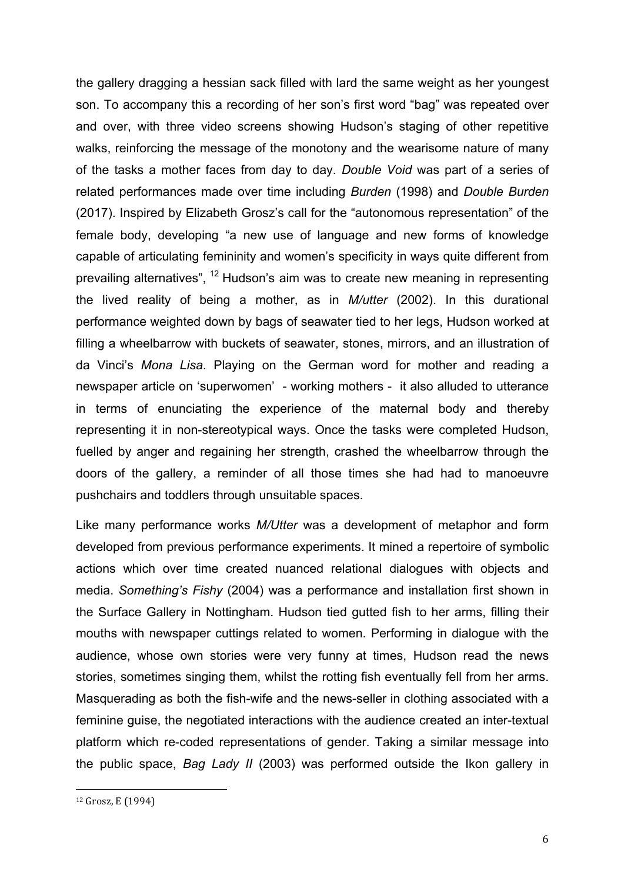the gallery dragging a hessian sack filled with lard the same weight as her youngest son. To accompany this a recording of her son's first word "bag" was repeated over and over, with three video screens showing Hudson's staging of other repetitive walks, reinforcing the message of the monotony and the wearisome nature of many of the tasks a mother faces from day to day. *Double Void* was part of a series of related performances made over time including *Burden* (1998) and *Double Burden* (2017). Inspired by Elizabeth Grosz's call for the "autonomous representation" of the female body, developing "a new use of language and new forms of knowledge capable of articulating femininity and women's specificity in ways quite different from prevailing alternatives", [12] Hudson's aim was to create new meaning in representing the lived reality of being a mother, as in *M/utter* (2002). In this durational performance weighted down by bags of seawater tied to her legs, Hudson worked at filling a wheelbarrow with buckets of seawater, stones, mirrors, and an illustration of da Vinci's *Mona Lisa*. Playing on the German word for mother and reading a newspaper article on 'superwomen' - working mothers - it also alluded to utterance in terms of enunciating the experience of the maternal body and thereby representing it in non-stereotypical ways. Once the tasks were completed Hudson, fuelled by anger and regaining her strength, crashed the wheelbarrow through the doors of the gallery, a reminder of all those times she had had to manoeuvre pushchairs and toddlers through unsuitable spaces.

Like many performance works *M/Utter* was a development of metaphor and form developed from previous performance experiments. It mined a repertoire of symbolic actions which over time created nuanced relational dialogues with objects and media. *Something's Fishy* (2004) was a performance and installation first shown in the Surface Gallery in Nottingham. Hudson tied gutted fish to her arms, filling their mouths with newspaper cuttings related to women. Performing in dialogue with the audience, whose own stories were very funny at times, Hudson read the news stories, sometimes singing them, whilst the rotting fish eventually fell from her arms. Masquerading as both the fish-wife and the news-seller in clothing associated with a feminine guise, the negotiated interactions with the audience created an inter-textual platform which re-coded representations of gender. Taking a similar message into the public space, *Bag Lady II* (2003) was performed outside the Ikon gallery in

[12] Grosz, E (1994)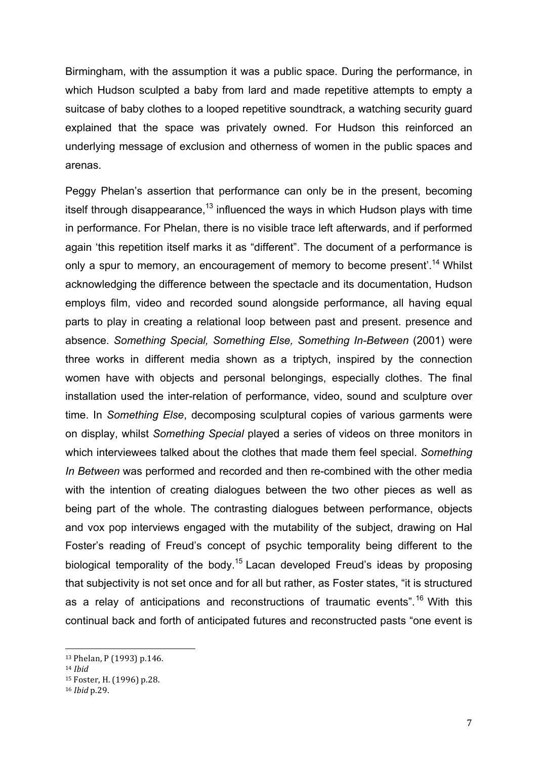Birmingham, with the assumption it was a public space. During the performance, in which Hudson sculpted a baby from lard and made repetitive attempts to empty a suitcase of baby clothes to a looped repetitive soundtrack, a watching security guard explained that the space was privately owned. For Hudson this reinforced an underlying message of exclusion and otherness of women in the public spaces and arenas.

Peggy Phelan's assertion that performance can only be in the present, becoming itself through disappearance,[13] influenced the ways in which Hudson plays with time in performance. For Phelan, there is no visible trace left afterwards, and if performed again 'this repetition itself marks it as "different". The document of a performance is only a spur to memory, an encouragement of memory to become present'.[14] Whilst acknowledging the difference between the spectacle and its documentation, Hudson employs film, video and recorded sound alongside performance, all having equal parts to play in creating a relational loop between past and present. presence and absence. *Something Special, Something Else, Something In-Between* (2001) were three works in different media shown as a triptych, inspired by the connection women have with objects and personal belongings, especially clothes. The final installation used the inter-relation of performance, video, sound and sculpture over time. In *Something Else*, decomposing sculptural copies of various garments were on display, whilst *Something Special* played a series of videos on three monitors in which interviewees talked about the clothes that made them feel special. *Something In Between* was performed and recorded and then re-combined with the other media with the intention of creating dialogues between the two other pieces as well as being part of the whole. The contrasting dialogues between performance, objects and vox pop interviews engaged with the mutability of the subject, drawing on Hal Foster's reading of Freud's concept of psychic temporality being different to the biological temporality of the body.[15] Lacan developed Freud's ideas by proposing that subjectivity is not set once and for all but rather, as Foster states, "it is structured as a relay of anticipations and reconstructions of traumatic events".[16] With this continual back and forth of anticipated futures and reconstructed pasts "one event is

---

[13] Phelan, P (1993) p.146.

[14] *Ibid*

[15] Foster, H. (1996) p.28.

[16] *Ibid* p.29.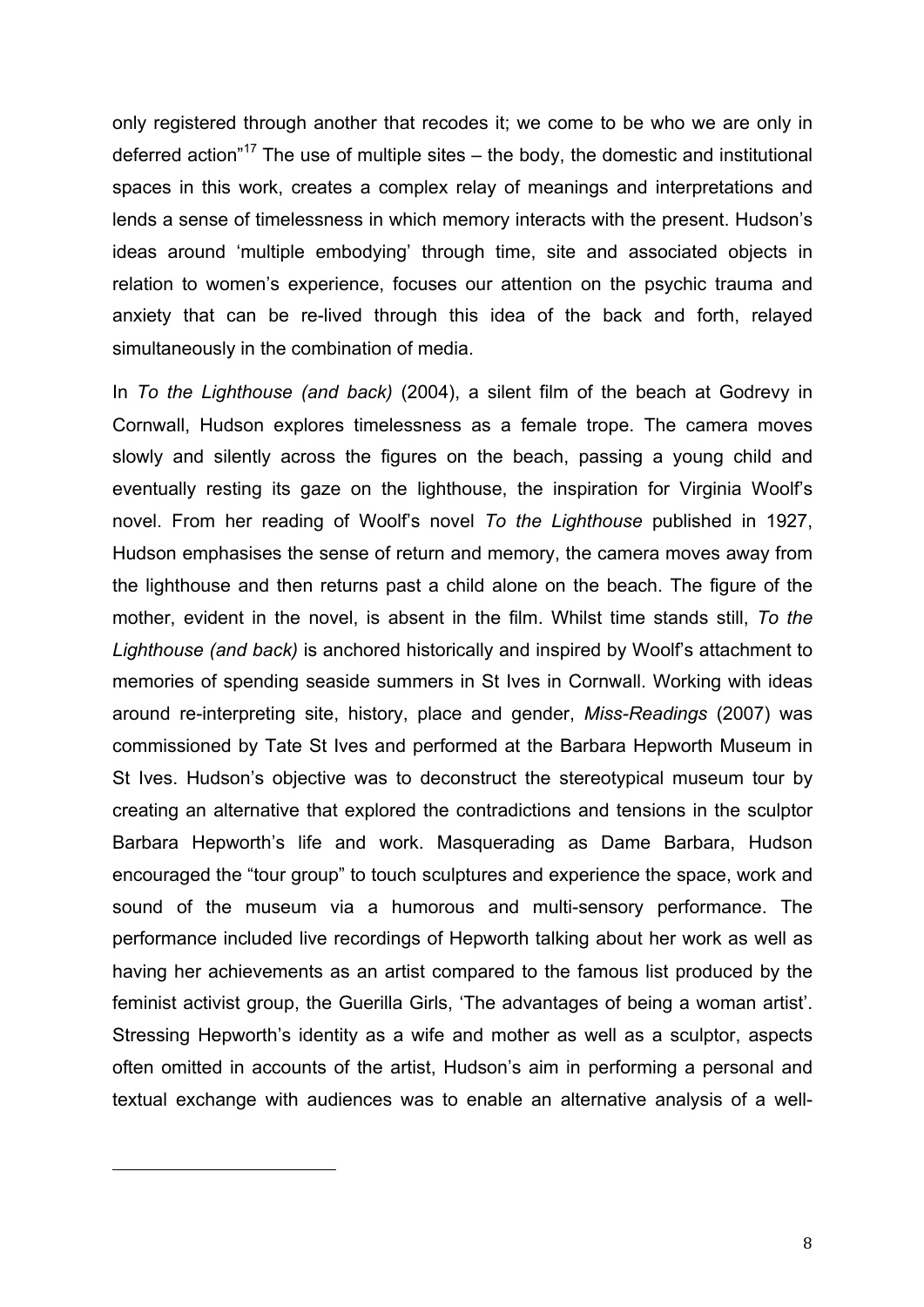only registered through another that recodes it; we come to be who we are only in deferred action"[17] The use of multiple sites – the body, the domestic and institutional spaces in this work, creates a complex relay of meanings and interpretations and lends a sense of timelessness in which memory interacts with the present. Hudson's ideas around 'multiple embodying' through time, site and associated objects in relation to women's experience, focuses our attention on the psychic trauma and anxiety that can be re-lived through this idea of the back and forth, relayed simultaneously in the combination of media.

In *To the Lighthouse (and back)* (2004), a silent film of the beach at Godrevy in Cornwall, Hudson explores timelessness as a female trope. The camera moves slowly and silently across the figures on the beach, passing a young child and eventually resting its gaze on the lighthouse, the inspiration for Virginia Woolf's novel. From her reading of Woolf's novel *To the Lighthouse* published in 1927, Hudson emphasises the sense of return and memory, the camera moves away from the lighthouse and then returns past a child alone on the beach. The figure of the mother, evident in the novel, is absent in the film. Whilst time stands still, *To the Lighthouse (and back)* is anchored historically and inspired by Woolf's attachment to memories of spending seaside summers in St Ives in Cornwall. Working with ideas around re-interpreting site, history, place and gender, *Miss-Readings* (2007) was commissioned by Tate St Ives and performed at the Barbara Hepworth Museum in St Ives. Hudson's objective was to deconstruct the stereotypical museum tour by creating an alternative that explored the contradictions and tensions in the sculptor Barbara Hepworth's life and work. Masquerading as Dame Barbara, Hudson encouraged the "tour group" to touch sculptures and experience the space, work and sound of the museum via a humorous and multi-sensory performance. The performance included live recordings of Hepworth talking about her work as well as having her achievements as an artist compared to the famous list produced by the feminist activist group, the Guerilla Girls, 'The advantages of being a woman artist'. Stressing Hepworth's identity as a wife and mother as well as a sculptor, aspects often omitted in accounts of the artist, Hudson's aim in performing a personal and textual exchange with audiences was to enable an alternative analysis of a well-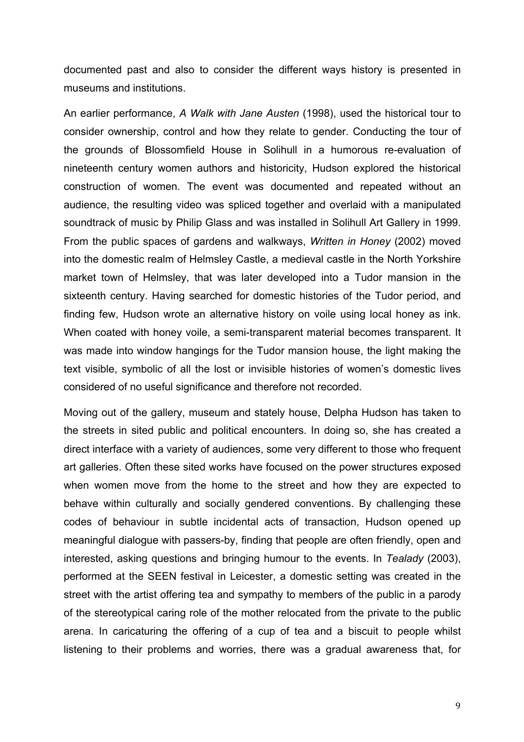documented past and also to consider the different ways history is presented in museums and institutions.

An earlier performance, *A Walk with Jane Austen* (1998), used the historical tour to consider ownership, control and how they relate to gender. Conducting the tour of the grounds of Blossomfield House in Solihull in a humorous re-evaluation of nineteenth century women authors and historicity, Hudson explored the historical construction of women. The event was documented and repeated without an audience, the resulting video was spliced together and overlaid with a manipulated soundtrack of music by Philip Glass and was installed in Solihull Art Gallery in 1999. From the public spaces of gardens and walkways, *Written in Honey* (2002) moved into the domestic realm of Helmsley Castle, a medieval castle in the North Yorkshire market town of Helmsley, that was later developed into a Tudor mansion in the sixteenth century. Having searched for domestic histories of the Tudor period, and finding few, Hudson wrote an alternative history on voile using local honey as ink. When coated with honey voile, a semi-transparent material becomes transparent. It was made into window hangings for the Tudor mansion house, the light making the text visible, symbolic of all the lost or invisible histories of women's domestic lives considered of no useful significance and therefore not recorded.

Moving out of the gallery, museum and stately house, Delpha Hudson has taken to the streets in sited public and political encounters. In doing so, she has created a direct interface with a variety of audiences, some very different to those who frequent art galleries. Often these sited works have focused on the power structures exposed when women move from the home to the street and how they are expected to behave within culturally and socially gendered conventions. By challenging these codes of behaviour in subtle incidental acts of transaction, Hudson opened up meaningful dialogue with passers-by, finding that people are often friendly, open and interested, asking questions and bringing humour to the events. In *Tealady* (2003), performed at the SEEN festival in Leicester, a domestic setting was created in the street with the artist offering tea and sympathy to members of the public in a parody of the stereotypical caring role of the mother relocated from the private to the public arena. In caricaturing the offering of a cup of tea and a biscuit to people whilst listening to their problems and worries, there was a gradual awareness that, for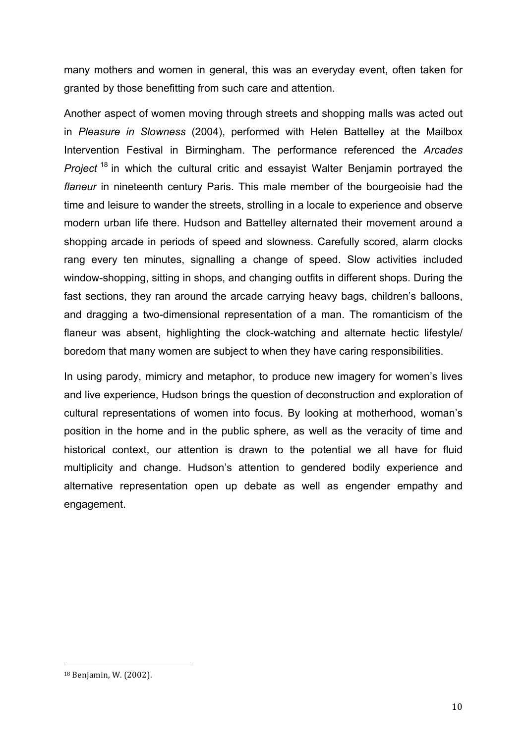many mothers and women in general, this was an everyday event, often taken for granted by those benefitting from such care and attention.

Another aspect of women moving through streets and shopping malls was acted out in *Pleasure in Slowness* (2004), performed with Helen Battelley at the Mailbox Intervention Festival in Birmingham. The performance referenced the *Arcades Project* [18] in which the cultural critic and essayist Walter Benjamin portrayed the *flaneur* in nineteenth century Paris. This male member of the bourgeoisie had the time and leisure to wander the streets, strolling in a locale to experience and observe modern urban life there. Hudson and Battelley alternated their movement around a shopping arcade in periods of speed and slowness. Carefully scored, alarm clocks rang every ten minutes, signalling a change of speed. Slow activities included window-shopping, sitting in shops, and changing outfits in different shops. During the fast sections, they ran around the arcade carrying heavy bags, children's balloons, and dragging a two-dimensional representation of a man. The romanticism of the flaneur was absent, highlighting the clock-watching and alternate hectic lifestyle/ boredom that many women are subject to when they have caring responsibilities.

In using parody, mimicry and metaphor, to produce new imagery for women's lives and live experience, Hudson brings the question of deconstruction and exploration of cultural representations of women into focus. By looking at motherhood, woman's position in the home and in the public sphere, as well as the veracity of time and historical context, our attention is drawn to the potential we all have for fluid multiplicity and change. Hudson's attention to gendered bodily experience and alternative representation open up debate as well as engender empathy and engagement.

[18] Benjamin, W. (2002).